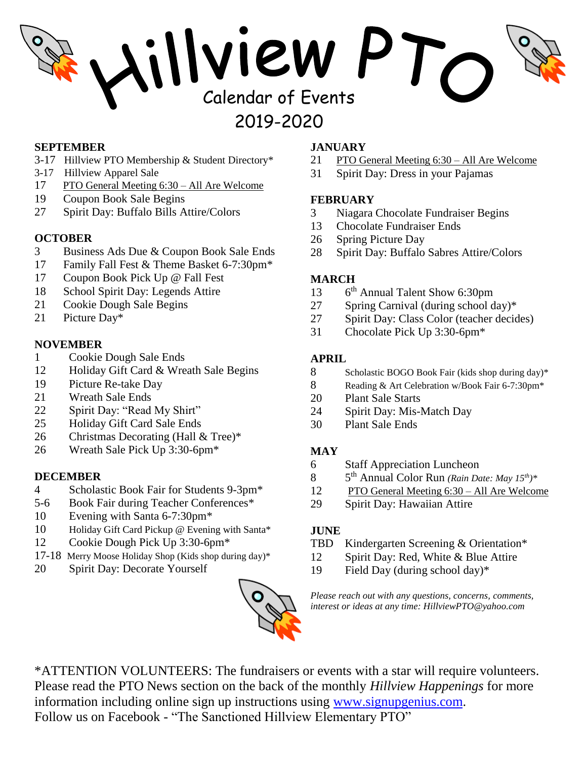# Hillview PTO

## Calendar of Events

## 2019-2020

### SEPTEMBER

- 3-17 Hillview PTO Membership & Student Directory*
- 3-17 Hillview Apparel Sale
- 17 PTO General Meeting 6:30 – All Are Welcome
- 19 Coupon Book Sale Begins
- 27 Spirit Day: Buffalo Bills Attire/Colors

### OCTOBER

- 3 Business Ads Due & Coupon Book Sale Ends
- 17 Family Fall Fest & Theme Basket 6-7:30pm*
- 17 Coupon Book Pick Up @ Fall Fest
- 18 School Spirit Day: Legends Attire
- 21 Cookie Dough Sale Begins
- 21 Picture Day*

### NOVEMBER

- 1 Cookie Dough Sale Ends
- 12 Holiday Gift Card & Wreath Sale Begins
- 19 Picture Re-take Day
- 21 Wreath Sale Ends
- 22 Spirit Day: "Read My Shirt"
- 25 Holiday Gift Card Sale Ends
- 26 Christmas Decorating (Hall & Tree)*
- 26 Wreath Sale Pick Up 3:30-6pm*

### DECEMBER

- 4 Scholastic Book Fair for Students 9-3pm*
- 5-6 Book Fair during Teacher Conferences*
- 10 Evening with Santa 6-7:30pm*
- 10 Holiday Gift Card Pickup @ Evening with Santa*
- 12 Cookie Dough Pick Up 3:30-6pm*
- 17-18 Merry Moose Holiday Shop (Kids shop during day)*
- 20 Spirit Day: Decorate Yourself

### JANUARY

- 21 PTO General Meeting 6:30 – All Are Welcome
- 31 Spirit Day: Dress in your Pajamas

### FEBRUARY

- 3 Niagara Chocolate Fundraiser Begins
- 13 Chocolate Fundraiser Ends
- 26 Spring Picture Day
- 28 Spirit Day: Buffalo Sabres Attire/Colors

### MARCH

- 13 6th Annual Talent Show 6:30pm
- 27 Spring Carnival (during school day)*
- 27 Spirit Day: Class Color (teacher decides)
- 31 Chocolate Pick Up 3:30-6pm*

### APRIL

- 8 Scholastic BOGO Book Fair (kids shop during day)*
- 8 Reading & Art Celebration w/Book Fair 6-7:30pm*
- 20 Plant Sale Starts
- 24 Spirit Day: Mis-Match Day
- 30 Plant Sale Ends

### MAY

- 6 Staff Appreciation Luncheon
- 8 5th Annual Color Run *(Rain Date: May 15th)**
- 12 PTO General Meeting 6:30 – All Are Welcome
- 29 Spirit Day: Hawaiian Attire

### JUNE

- TBD Kindergarten Screening & Orientation*
- 12 Spirit Day: Red, White & Blue Attire
- 19 Field Day (during school day)*

*Please reach out with any questions, concerns, comments, interest or ideas at any time: HillviewPTO@yahoo.com*

*ATTENTION VOLUNTEERS: The fundraisers or events with a star will require volunteers. Please read the PTO News section on the back of the monthly *Hillview Happenings* for more information including online sign up instructions using www.signupgenius.com.
Follow us on Facebook - "The Sanctioned Hillview Elementary PTO"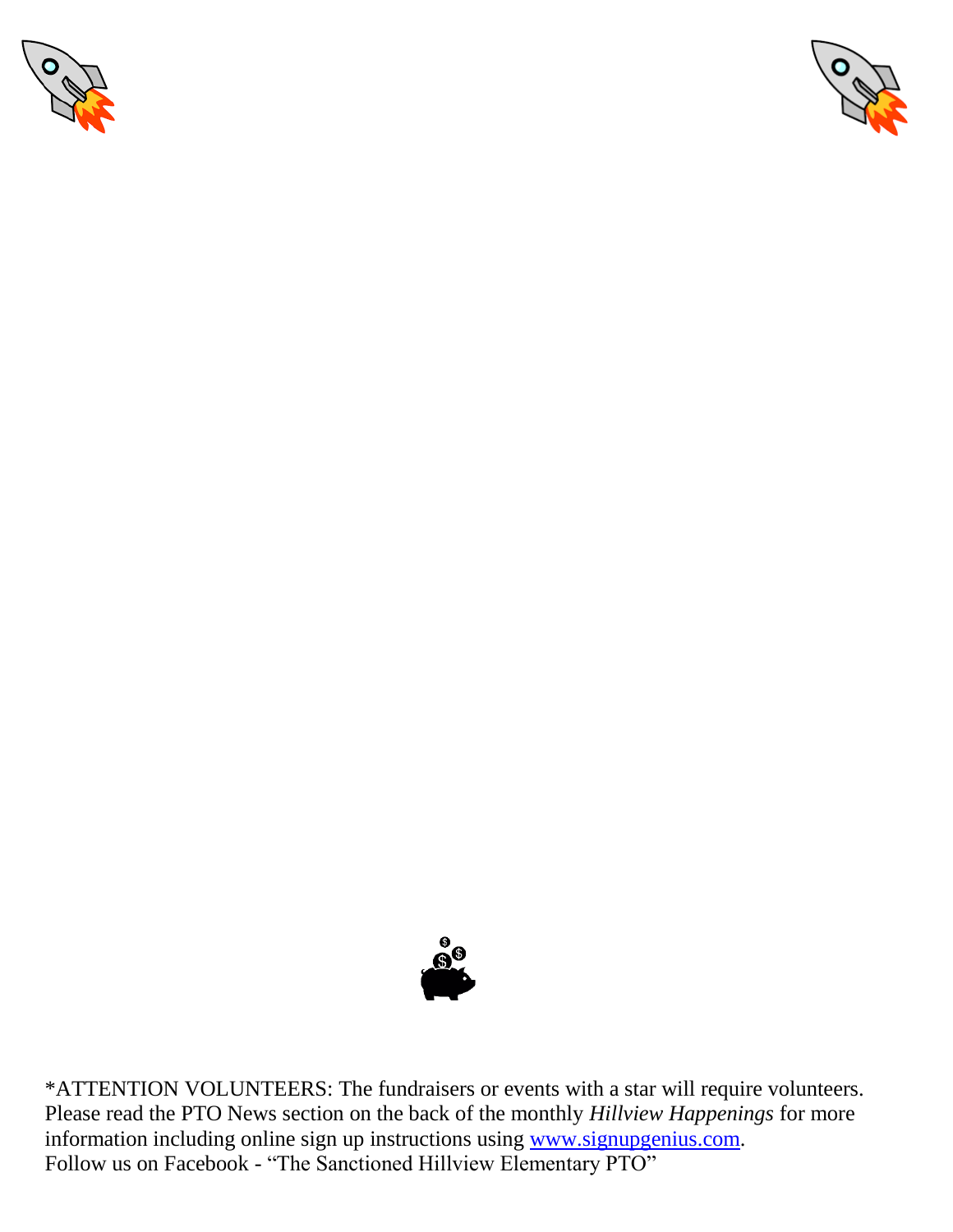*ATTENTION VOLUNTEERS: The fundraisers or events with a star will require volunteers. Please read the PTO News section on the back of the monthly *Hillview Happenings* for more information including online sign up instructions using www.signupgenius.com.
Follow us on Facebook - "The Sanctioned Hillview Elementary PTO"